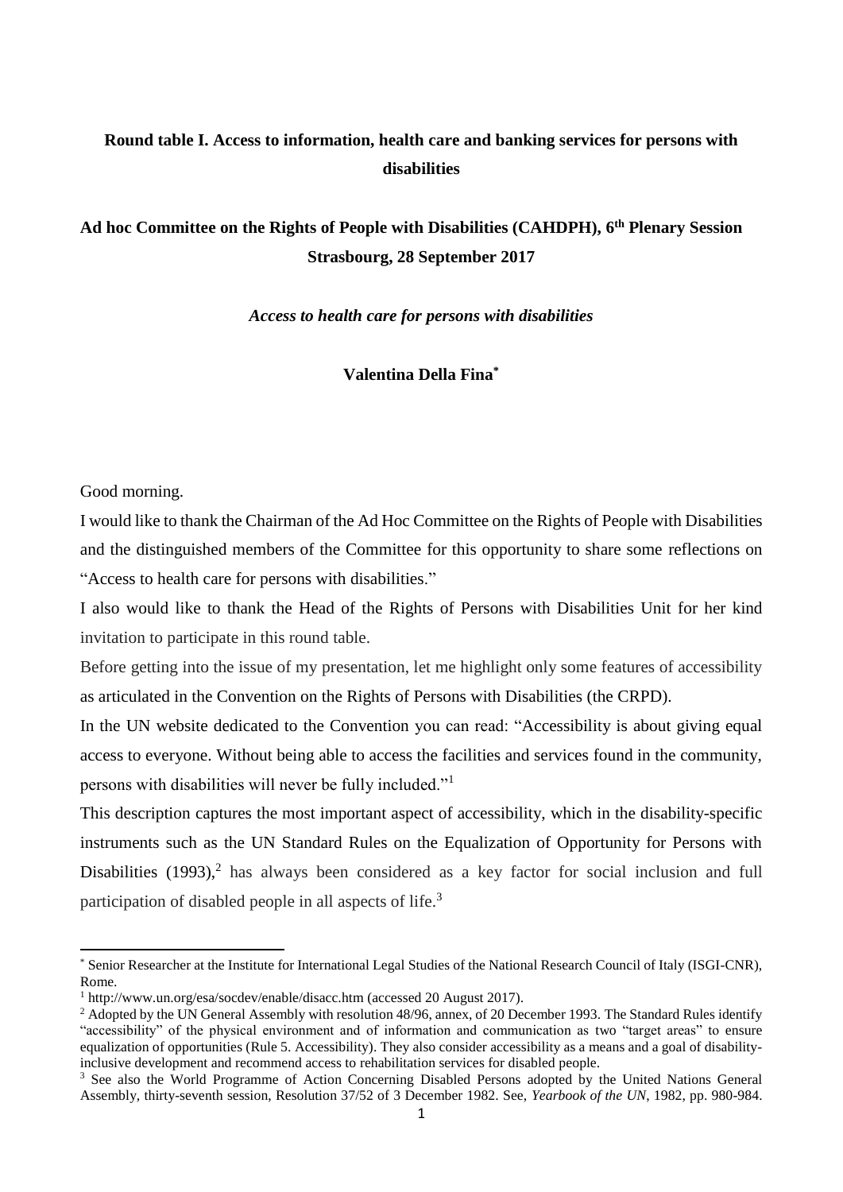**Round table I. Access to information, health care and banking services for persons with disabilities**

**Ad hoc Committee on the Rights of People with Disabilities (CAHDPH), 6th Plenary Session Strasbourg, 28 September 2017**

*Access to health care for persons with disabilities*

**Valentina Della Fina***

Good morning.

I would like to thank the Chairman of the Ad Hoc Committee on the Rights of People with Disabilities and the distinguished members of the Committee for this opportunity to share some reflections on "Access to health care for persons with disabilities."

I also would like to thank the Head of the Rights of Persons with Disabilities Unit for her kind invitation to participate in this round table.

Before getting into the issue of my presentation, let me highlight only some features of accessibility as articulated in the Convention on the Rights of Persons with Disabilities (the CRPD).

In the UN website dedicated to the Convention you can read: "Accessibility is about giving equal access to everyone. Without being able to access the facilities and services found in the community, persons with disabilities will never be fully included."[1]

This description captures the most important aspect of accessibility, which in the disability-specific instruments such as the UN Standard Rules on the Equalization of Opportunity for Persons with Disabilities (1993),[2] has always been considered as a key factor for social inclusion and full participation of disabled people in all aspects of life.[3]

---

\* Senior Researcher at the Institute for International Legal Studies of the National Research Council of Italy (ISGI-CNR), Rome.

[1] http://www.un.org/esa/socdev/enable/disacc.htm (accessed 20 August 2017).

[2] Adopted by the UN General Assembly with resolution 48/96, annex, of 20 December 1993. The Standard Rules identify "accessibility" of the physical environment and of information and communication as two "target areas" to ensure equalization of opportunities (Rule 5. Accessibility). They also consider accessibility as a means and a goal of disability-inclusive development and recommend access to rehabilitation services for disabled people.

[3] See also the World Programme of Action Concerning Disabled Persons adopted by the United Nations General Assembly, thirty-seventh session, Resolution 37/52 of 3 December 1982. See, *Yearbook of the UN*, 1982, pp. 980-984.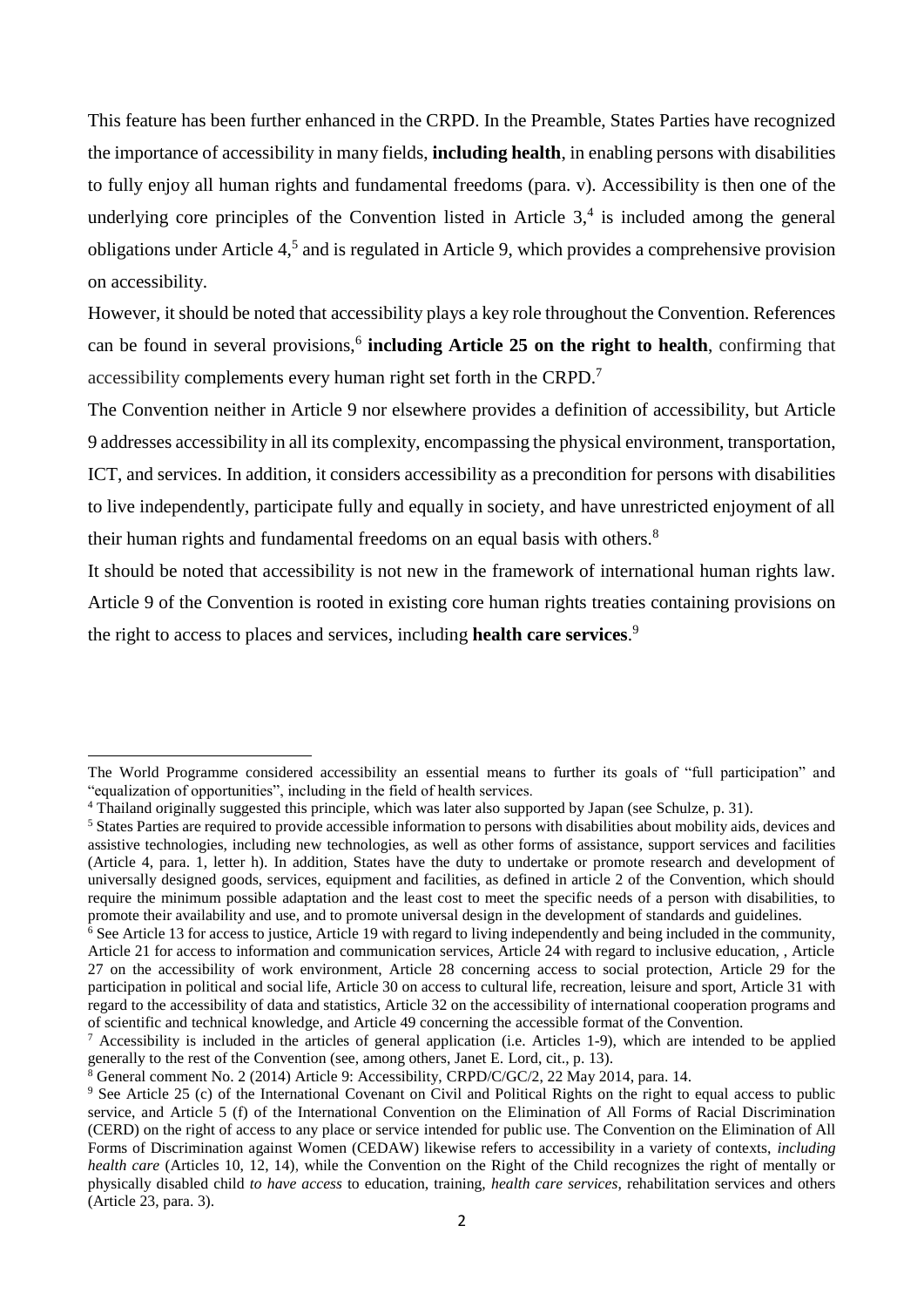This feature has been further enhanced in the CRPD. In the Preamble, States Parties have recognized the importance of accessibility in many fields, **including health**, in enabling persons with disabilities to fully enjoy all human rights and fundamental freedoms (para. v). Accessibility is then one of the underlying core principles of the Convention listed in Article 3,[4] is included among the general obligations under Article 4,[5] and is regulated in Article 9, which provides a comprehensive provision on accessibility.

However, it should be noted that accessibility plays a key role throughout the Convention. References can be found in several provisions,[6] **including Article 25 on the right to health**, confirming that accessibility complements every human right set forth in the CRPD.[7]

The Convention neither in Article 9 nor elsewhere provides a definition of accessibility, but Article 9 addresses accessibility in all its complexity, encompassing the physical environment, transportation, ICT, and services. In addition, it considers accessibility as a precondition for persons with disabilities to live independently, participate fully and equally in society, and have unrestricted enjoyment of all their human rights and fundamental freedoms on an equal basis with others.[8]

It should be noted that accessibility is not new in the framework of international human rights law. Article 9 of the Convention is rooted in existing core human rights treaties containing provisions on the right to access to places and services, including **health care services**.[9]

---

The World Programme considered accessibility an essential means to further its goals of "full participation" and "equalization of opportunities", including in the field of health services.

[4] Thailand originally suggested this principle, which was later also supported by Japan (see Schulze, p. 31).

[5] States Parties are required to provide accessible information to persons with disabilities about mobility aids, devices and assistive technologies, including new technologies, as well as other forms of assistance, support services and facilities (Article 4, para. 1, letter h). In addition, States have the duty to undertake or promote research and development of universally designed goods, services, equipment and facilities, as defined in article 2 of the Convention, which should require the minimum possible adaptation and the least cost to meet the specific needs of a person with disabilities, to promote their availability and use, and to promote universal design in the development of standards and guidelines.

[6] See Article 13 for access to justice, Article 19 with regard to living independently and being included in the community, Article 21 for access to information and communication services, Article 24 with regard to inclusive education, , Article 27 on the accessibility of work environment, Article 28 concerning access to social protection, Article 29 for the participation in political and social life, Article 30 on access to cultural life, recreation, leisure and sport, Article 31 with regard to the accessibility of data and statistics, Article 32 on the accessibility of international cooperation programs and of scientific and technical knowledge, and Article 49 concerning the accessible format of the Convention.

[7] Accessibility is included in the articles of general application (i.e. Articles 1-9), which are intended to be applied generally to the rest of the Convention (see, among others, Janet E. Lord, cit., p. 13).

[8] General comment No. 2 (2014) Article 9: Accessibility, CRPD/C/GC/2, 22 May 2014, para. 14.

[9] See Article 25 (c) of the International Covenant on Civil and Political Rights on the right to equal access to public service, and Article 5 (f) of the International Convention on the Elimination of All Forms of Racial Discrimination (CERD) on the right of access to any place or service intended for public use. The Convention on the Elimination of All Forms of Discrimination against Women (CEDAW) likewise refers to accessibility in a variety of contexts, *including health care* (Articles 10, 12, 14), while the Convention on the Right of the Child recognizes the right of mentally or physically disabled child *to have access* to education, training, *health care services*, rehabilitation services and others (Article 23, para. 3).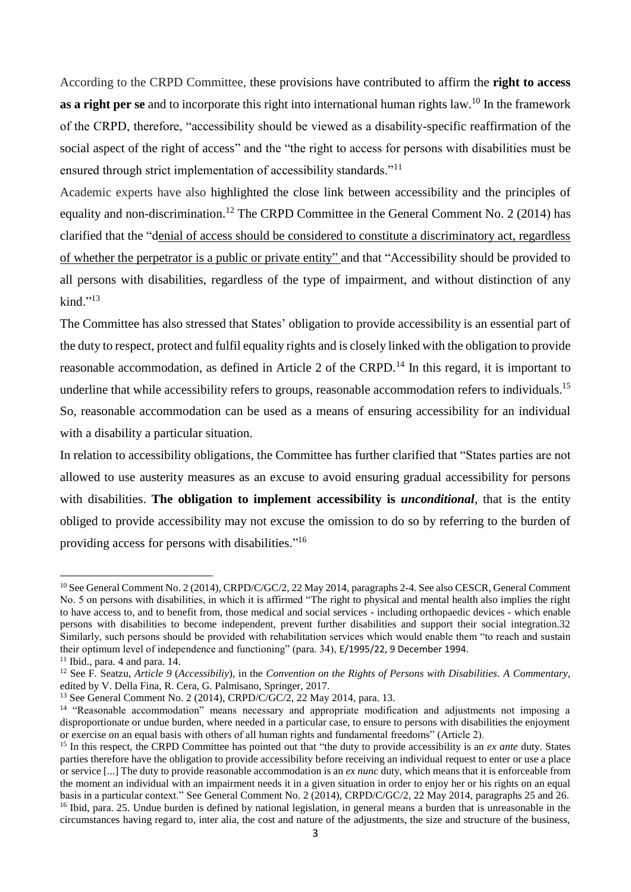According to the CRPD Committee, these provisions have contributed to affirm the **right to access as a right per se** and to incorporate this right into international human rights law.[10] In the framework of the CRPD, therefore, "accessibility should be viewed as a disability-specific reaffirmation of the social aspect of the right of access" and the "the right to access for persons with disabilities must be ensured through strict implementation of accessibility standards."[11]

Academic experts have also highlighted the close link between accessibility and the principles of equality and non-discrimination.[12] The CRPD Committee in the General Comment No. 2 (2014) has clarified that the "denial of access should be considered to constitute a discriminatory act, regardless of whether the perpetrator is a public or private entity" and that "Accessibility should be provided to all persons with disabilities, regardless of the type of impairment, and without distinction of any kind."[13]

The Committee has also stressed that States' obligation to provide accessibility is an essential part of the duty to respect, protect and fulfil equality rights and is closely linked with the obligation to provide reasonable accommodation, as defined in Article 2 of the CRPD.[14] In this regard, it is important to underline that while accessibility refers to groups, reasonable accommodation refers to individuals.[15] So, reasonable accommodation can be used as a means of ensuring accessibility for an individual with a disability a particular situation.

In relation to accessibility obligations, the Committee has further clarified that "States parties are not allowed to use austerity measures as an excuse to avoid ensuring gradual accessibility for persons with disabilities. **The obligation to implement accessibility is *unconditional***, that is the entity obliged to provide accessibility may not excuse the omission to do so by referring to the burden of providing access for persons with disabilities."[16]

---

[10] See General Comment No. 2 (2014), CRPD/C/GC/2, 22 May 2014, paragraphs 2-4. See also CESCR, General Comment No. 5 on persons with disabilities, in which it is affirmed "The right to physical and mental health also implies the right to have access to, and to benefit from, those medical and social services - including orthopaedic devices - which enable persons with disabilities to become independent, prevent further disabilities and support their social integration.32 Similarly, such persons should be provided with rehabilitation services which would enable them "to reach and sustain their optimum level of independence and functioning" (para. 34), E/1995/22, 9 December 1994.

[11] Ibid., para. 4 and para. 14.

[12] See F. Seatzu, *Article 9* (*Accessibiliy*), in the *Convention on the Rights of Persons with Disabilities. A Commentary*, edited by V. Della Fina, R. Cera, G. Palmisano, Springer, 2017.

[13] See General Comment No. 2 (2014), CRPD/C/GC/2, 22 May 2014, para. 13.

[14] "Reasonable accommodation" means necessary and appropriate modification and adjustments not imposing a disproportionate or undue burden, where needed in a particular case, to ensure to persons with disabilities the enjoyment or exercise on an equal basis with others of all human rights and fundamental freedoms" (Article 2).

[15] In this respect, the CRPD Committee has pointed out that "the duty to provide accessibility is an *ex ante* duty. States parties therefore have the obligation to provide accessibility before receiving an individual request to enter or use a place or service [...] The duty to provide reasonable accommodation is an *ex nunc* duty, which means that it is enforceable from the moment an individual with an impairment needs it in a given situation in order to enjoy her or his rights on an equal basis in a particular context." See General Comment No. 2 (2014), CRPD/C/GC/2, 22 May 2014, paragraphs 25 and 26.

[16] Ibid, para. 25. Undue burden is defined by national legislation, in general means a burden that is unreasonable in the circumstances having regard to, inter alia, the cost and nature of the adjustments, the size and structure of the business,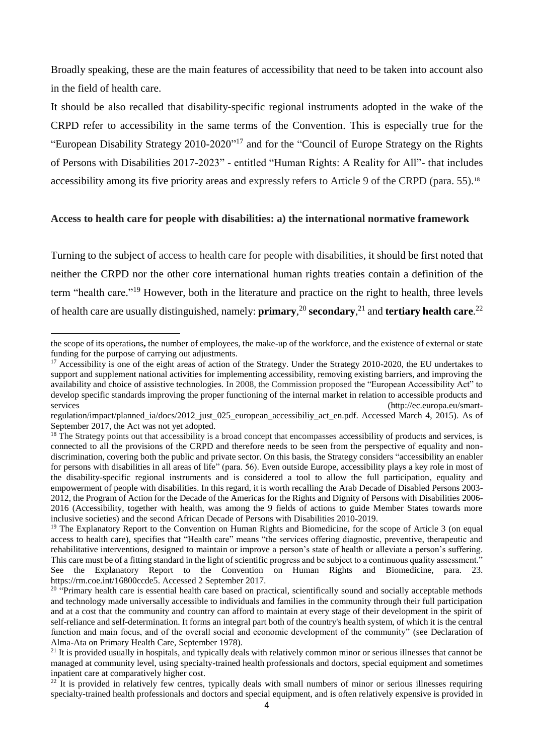Broadly speaking, these are the main features of accessibility that need to be taken into account also in the field of health care.

It should be also recalled that disability-specific regional instruments adopted in the wake of the CRPD refer to accessibility in the same terms of the Convention. This is especially true for the "European Disability Strategy 2010-2020"[17] and for the "Council of Europe Strategy on the Rights of Persons with Disabilities 2017-2023" - entitled "Human Rights: A Reality for All"- that includes accessibility among its five priority areas and expressly refers to Article 9 of the CRPD (para. 55).[18]

**Access to health care for people with disabilities: a) the international normative framework**

Turning to the subject of access to health care for people with disabilities, it should be first noted that neither the CRPD nor the other core international human rights treaties contain a definition of the term "health care."[19] However, both in the literature and practice on the right to health, three levels of health care are usually distinguished, namely: **primary**,[20] **secondary**,[21] and **tertiary health care**.[22]

---

the scope of its operations**,** the number of employees, the make-up of the workforce, and the existence of external or state funding for the purpose of carrying out adjustments.

[17] Accessibility is one of the eight areas of action of the Strategy. Under the Strategy 2010-2020, the EU undertakes to support and supplement national activities for implementing accessibility, removing existing barriers, and improving the availability and choice of assistive technologies. In 2008, the Commission proposed the "European Accessibility Act" to develop specific standards improving the proper functioning of the internal market in relation to accessible products and services (http://ec.europa.eu/smart-regulation/impact/planned_ia/docs/2012_just_025_european_accessibiliy_act_en.pdf. Accessed March 4, 2015). As of September 2017, the Act was not yet adopted.

[18] The Strategy points out that accessibility is a broad concept that encompasses accessibility of products and services, is connected to all the provisions of the CRPD and therefore needs to be seen from the perspective of equality and non-discrimination, covering both the public and private sector. On this basis, the Strategy considers "accessibility an enabler for persons with disabilities in all areas of life" (para. 56). Even outside Europe, accessibility plays a key role in most of the disability-specific regional instruments and is considered a tool to allow the full participation, equality and empowerment of people with disabilities. In this regard, it is worth recalling the Arab Decade of Disabled Persons 2003-2012, the Program of Action for the Decade of the Americas for the Rights and Dignity of Persons with Disabilities 2006-2016 (Accessibility, together with health, was among the 9 fields of actions to guide Member States towards more inclusive societies) and the second African Decade of Persons with Disabilities 2010-2019.

[19] The Explanatory Report to the Convention on Human Rights and Biomedicine, for the scope of Article 3 (on equal access to health care), specifies that "Health care" means "the services offering diagnostic, preventive, therapeutic and rehabilitative interventions, designed to maintain or improve a person's state of health or alleviate a person's suffering. This care must be of a fitting standard in the light of scientific progress and be subject to a continuous quality assessment." See the Explanatory Report to the Convention on Human Rights and Biomedicine, para. 23. https://rm.coe.int/16800ccde5. Accessed 2 September 2017.

[20] "Primary health care is essential health care based on practical, scientifically sound and socially acceptable methods and technology made universally accessible to individuals and families in the community through their full participation and at a cost that the community and country can afford to maintain at every stage of their development in the spirit of self-reliance and self-determination. It forms an integral part both of the country's health system, of which it is the central function and main focus, and of the overall social and economic development of the community" (see Declaration of Alma-Ata on Primary Health Care, September 1978).

[21] It is provided usually in hospitals, and typically deals with relatively common minor or serious illnesses that cannot be managed at community level, using specialty-trained health professionals and doctors, special equipment and sometimes inpatient care at comparatively higher cost.

[22] It is provided in relatively few centres, typically deals with small numbers of minor or serious illnesses requiring specialty-trained health professionals and doctors and special equipment, and is often relatively expensive is provided in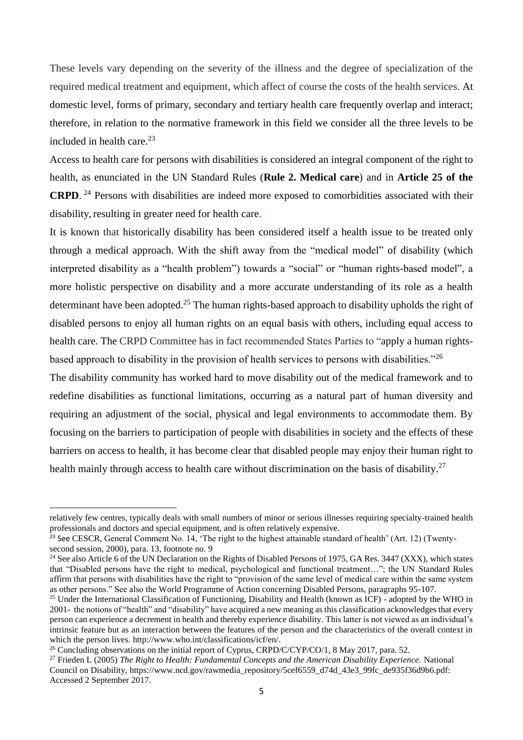These levels vary depending on the severity of the illness and the degree of specialization of the required medical treatment and equipment, which affect of course the costs of the health services. At domestic level, forms of primary, secondary and tertiary health care frequently overlap and interact; therefore, in relation to the normative framework in this field we consider all the three levels to be included in health care.[23]

Access to health care for persons with disabilities is considered an integral component of the right to health, as enunciated in the UN Standard Rules (**Rule 2. Medical care**) and in **Article 25 of the CRPD**. [24] Persons with disabilities are indeed more exposed to comorbidities associated with their disability, resulting in greater need for health care.

It is known that historically disability has been considered itself a health issue to be treated only through a medical approach. With the shift away from the "medical model" of disability (which interpreted disability as a "health problem") towards a "social" or "human rights-based model", a more holistic perspective on disability and a more accurate understanding of its role as a health determinant have been adopted.[25] The human rights-based approach to disability upholds the right of disabled persons to enjoy all human rights on an equal basis with others, including equal access to health care. The CRPD Committee has in fact recommended States Parties to "apply a human rights-based approach to disability in the provision of health services to persons with disabilities."[26]

The disability community has worked hard to move disability out of the medical framework and to redefine disabilities as functional limitations, occurring as a natural part of human diversity and requiring an adjustment of the social, physical and legal environments to accommodate them. By focusing on the barriers to participation of people with disabilities in society and the effects of these barriers on access to health, it has become clear that disabled people may enjoy their human right to health mainly through access to health care without discrimination on the basis of disability.[27]

---

relatively few centres, typically deals with small numbers of minor or serious illnesses requiring specialty-trained health professionals and doctors and special equipment, and is often relatively expensive.

[23] See CESCR, General Comment No. 14, 'The right to the highest attainable standard of health' (Art. 12) (Twenty-second session, 2000), para. 13, footnote no. 9

[24] See also Article 6 of the UN Declaration on the Rights of Disabled Persons of 1975, GA Res. 3447 (XXX), which states that "Disabled persons have the right to medical, psychological and functional treatment…"; the UN Standard Rules affirm that persons with disabilities have the right to "provision of the same level of medical care within the same system as other persons." See also the World Programme of Action concerning Disabled Persons, paragraphs 95-107.

[25] Under the International Classification of Functioning, Disability and Health (known as ICF) - adopted by the WHO in 2001- the notions of "health" and "disability" have acquired a new meaning as this classification acknowledges that every person can experience a decrement in health and thereby experience disability. This latter is not viewed as an individual's intrinsic feature but as an interaction between the features of the person and the characteristics of the overall context in which the person lives. http://www.who.int/classifications/icf/en/.

[26] Concluding observations on the initial report of Cyprus, CRPD/C/CYP/CO/1, 8 May 2017, para. 52.

[27] Frieden L (2005) *The Right to Health: Fundamental Concepts and the American Disability Experience.* National Council on Disability, https://www.ncd.gov/rawmedia_repository/5cef6559_d74d_43e3_99fc_de935f36d9b6.pdf: Accessed 2 September 2017.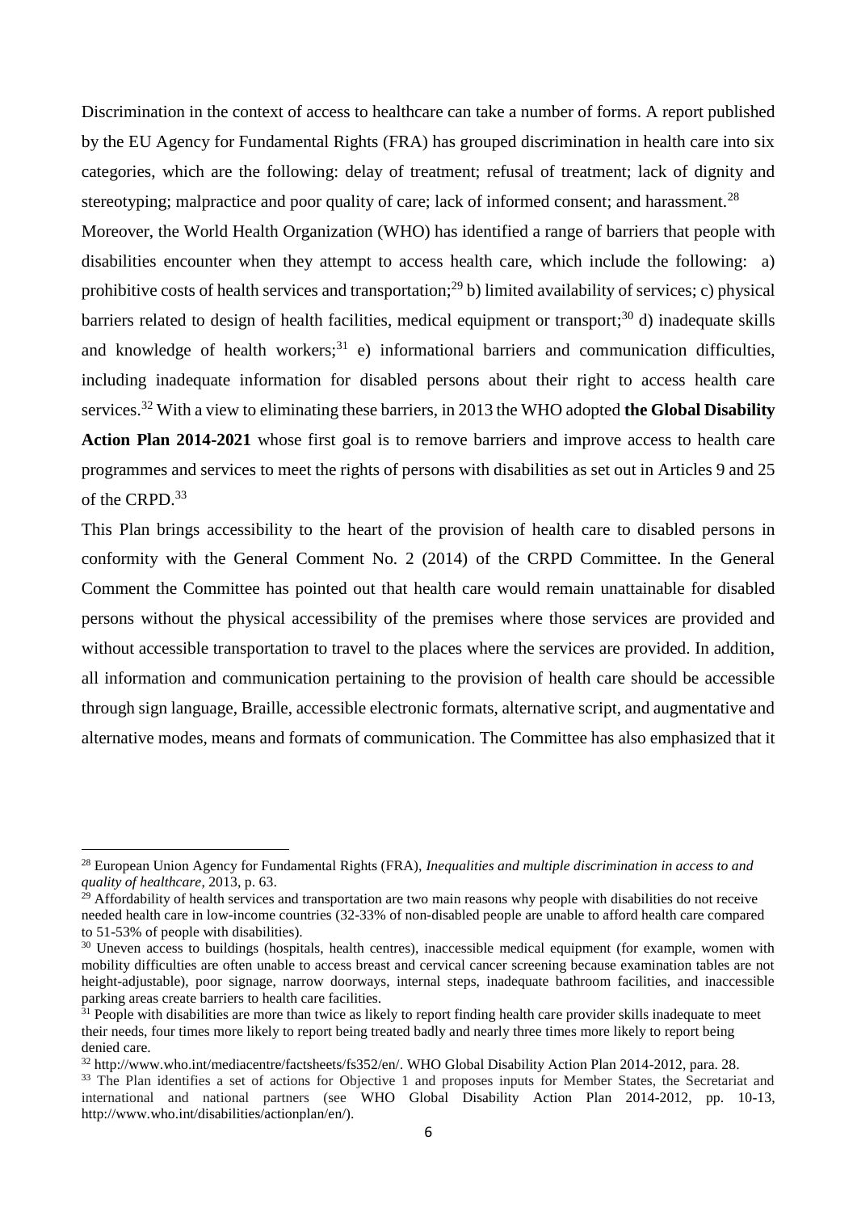Discrimination in the context of access to healthcare can take a number of forms. A report published by the EU Agency for Fundamental Rights (FRA) has grouped discrimination in health care into six categories, which are the following: delay of treatment; refusal of treatment; lack of dignity and stereotyping; malpractice and poor quality of care; lack of informed consent; and harassment.[28]

Moreover, the World Health Organization (WHO) has identified a range of barriers that people with disabilities encounter when they attempt to access health care, which include the following: a) prohibitive costs of health services and transportation;[29] b) limited availability of services; c) physical barriers related to design of health facilities, medical equipment or transport;[30] d) inadequate skills and knowledge of health workers;[31] e) informational barriers and communication difficulties, including inadequate information for disabled persons about their right to access health care services.[32] With a view to eliminating these barriers, in 2013 the WHO adopted **the Global Disability Action Plan 2014-2021** whose first goal is to remove barriers and improve access to health care programmes and services to meet the rights of persons with disabilities as set out in Articles 9 and 25 of the CRPD.[33]

This Plan brings accessibility to the heart of the provision of health care to disabled persons in conformity with the General Comment No. 2 (2014) of the CRPD Committee. In the General Comment the Committee has pointed out that health care would remain unattainable for disabled persons without the physical accessibility of the premises where those services are provided and without accessible transportation to travel to the places where the services are provided. In addition, all information and communication pertaining to the provision of health care should be accessible through sign language, Braille, accessible electronic formats, alternative script, and augmentative and alternative modes, means and formats of communication. The Committee has also emphasized that it

---

[28] European Union Agency for Fundamental Rights (FRA), *Inequalities and multiple discrimination in access to and quality of healthcare*, 2013, p. 63.

[29] Affordability of health services and transportation are two main reasons why people with disabilities do not receive needed health care in low-income countries (32-33% of non-disabled people are unable to afford health care compared to 51-53% of people with disabilities).

[30] Uneven access to buildings (hospitals, health centres), inaccessible medical equipment (for example, women with mobility difficulties are often unable to access breast and cervical cancer screening because examination tables are not height-adjustable), poor signage, narrow doorways, internal steps, inadequate bathroom facilities, and inaccessible parking areas create barriers to health care facilities.

[31] People with disabilities are more than twice as likely to report finding health care provider skills inadequate to meet their needs, four times more likely to report being treated badly and nearly three times more likely to report being denied care.

[32] http://www.who.int/mediacentre/factsheets/fs352/en/. WHO Global Disability Action Plan 2014-2012, para. 28.

[33] The Plan identifies a set of actions for Objective 1 and proposes inputs for Member States, the Secretariat and international and national partners (see WHO Global Disability Action Plan 2014-2012, pp. 10-13, http://www.who.int/disabilities/actionplan/en/).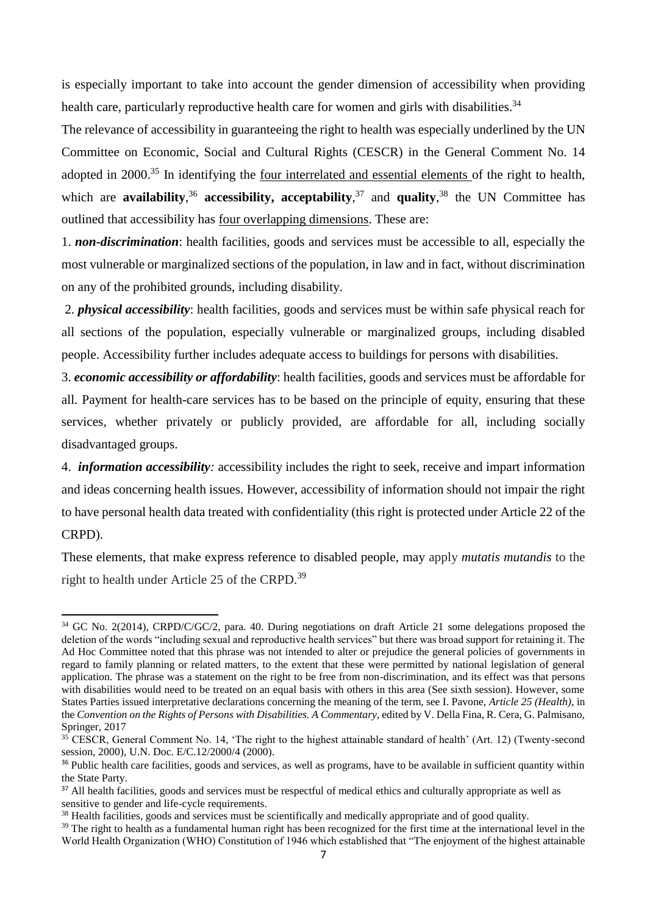is especially important to take into account the gender dimension of accessibility when providing health care, particularly reproductive health care for women and girls with disabilities.[34]

The relevance of accessibility in guaranteeing the right to health was especially underlined by the UN Committee on Economic, Social and Cultural Rights (CESCR) in the General Comment No. 14 adopted in 2000.[35] In identifying the <u>four interrelated and essential elements</u> of the right to health, which are **availability**,[36] **accessibility, acceptability**,[37] and **quality**,[38] the UN Committee has outlined that accessibility has <u>four overlapping dimensions</u>. These are:

1. ***non-discrimination***: health facilities, goods and services must be accessible to all, especially the most vulnerable or marginalized sections of the population, in law and in fact, without discrimination on any of the prohibited grounds, including disability.

2. ***physical accessibility***: health facilities, goods and services must be within safe physical reach for all sections of the population, especially vulnerable or marginalized groups, including disabled people. Accessibility further includes adequate access to buildings for persons with disabilities.

3. ***economic accessibility or affordability***: health facilities, goods and services must be affordable for all. Payment for health-care services has to be based on the principle of equity, ensuring that these services, whether privately or publicly provided, are affordable for all, including socially disadvantaged groups.

4. ***information accessibility:*** accessibility includes the right to seek, receive and impart information and ideas concerning health issues. However, accessibility of information should not impair the right to have personal health data treated with confidentiality (this right is protected under Article 22 of the CRPD).

These elements, that make express reference to disabled people, may apply *mutatis mutandis* to the right to health under Article 25 of the CRPD.[39]

---

[34] GC No. 2(2014), CRPD/C/GC/2, para. 40. During negotiations on draft Article 21 some delegations proposed the deletion of the words "including sexual and reproductive health services" but there was broad support for retaining it. The Ad Hoc Committee noted that this phrase was not intended to alter or prejudice the general policies of governments in regard to family planning or related matters, to the extent that these were permitted by national legislation of general application. The phrase was a statement on the right to be free from non-discrimination, and its effect was that persons with disabilities would need to be treated on an equal basis with others in this area (See sixth session). However, some States Parties issued interpretative declarations concerning the meaning of the term, see I. Pavone, *Article 25 (Health)*, in the *Convention on the Rights of Persons with Disabilities. A Commentary*, edited by V. Della Fina, R. Cera, G. Palmisano, Springer, 2017

[35] CESCR, General Comment No. 14, 'The right to the highest attainable standard of health' (Art. 12) (Twenty-second session, 2000), U.N. Doc. E/C.12/2000/4 (2000).

[36] Public health care facilities, goods and services, as well as programs, have to be available in sufficient quantity within the State Party.

[37] All health facilities, goods and services must be respectful of medical ethics and culturally appropriate as well as sensitive to gender and life-cycle requirements.

[38] Health facilities, goods and services must be scientifically and medically appropriate and of good quality.

[39] The right to health as a fundamental human right has been recognized for the first time at the international level in the World Health Organization (WHO) Constitution of 1946 which established that "The enjoyment of the highest attainable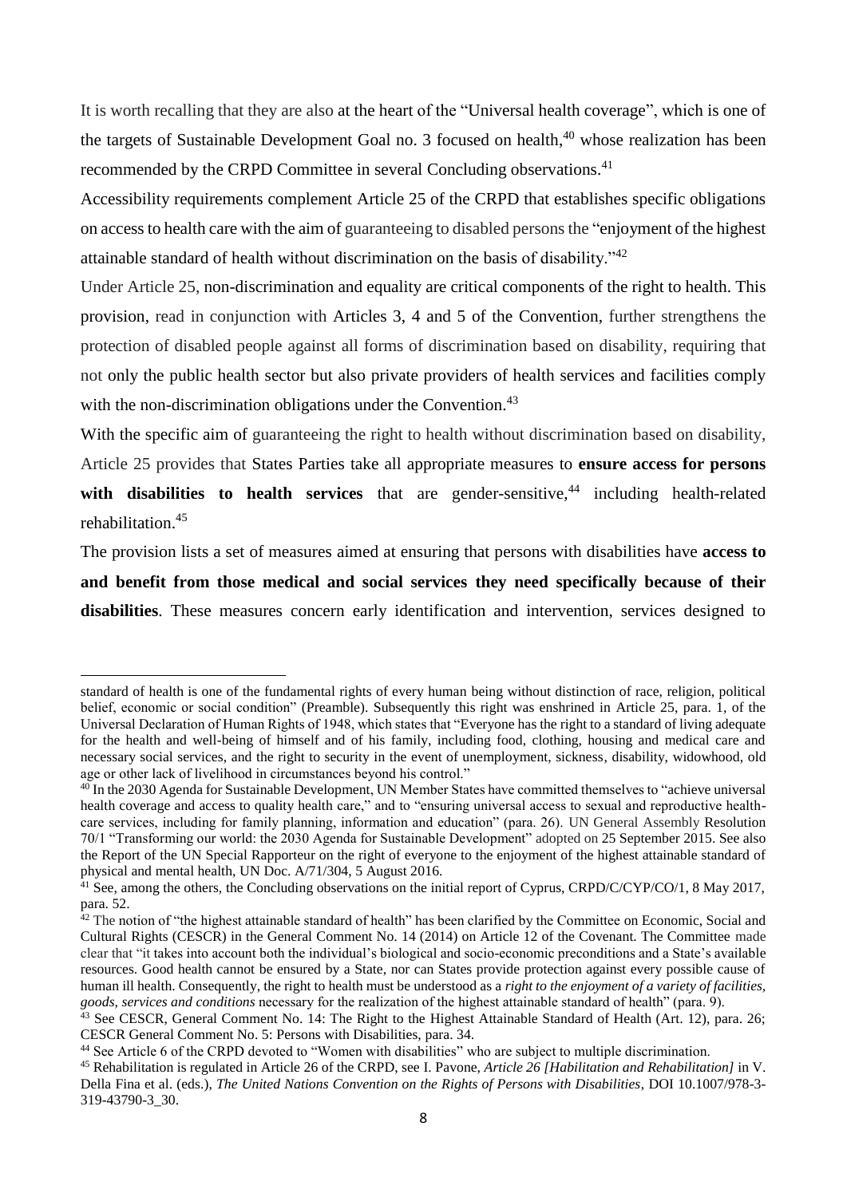It is worth recalling that they are also at the heart of the "Universal health coverage", which is one of the targets of Sustainable Development Goal no. 3 focused on health,[40] whose realization has been recommended by the CRPD Committee in several Concluding observations.[41]

Accessibility requirements complement Article 25 of the CRPD that establishes specific obligations on access to health care with the aim of guaranteeing to disabled persons the "enjoyment of the highest attainable standard of health without discrimination on the basis of disability."[42]

Under Article 25, non-discrimination and equality are critical components of the right to health. This provision, read in conjunction with Articles 3, 4 and 5 of the Convention, further strengthens the protection of disabled people against all forms of discrimination based on disability, requiring that not only the public health sector but also private providers of health services and facilities comply with the non-discrimination obligations under the Convention.[43]

With the specific aim of guaranteeing the right to health without discrimination based on disability, Article 25 provides that States Parties take all appropriate measures to **ensure access for persons with disabilities to health services** that are gender-sensitive,[44] including health-related rehabilitation.[45]

The provision lists a set of measures aimed at ensuring that persons with disabilities have **access to and benefit from those medical and social services they need specifically because of their disabilities**. These measures concern early identification and intervention, services designed to

---

standard of health is one of the fundamental rights of every human being without distinction of race, religion, political belief, economic or social condition" (Preamble). Subsequently this right was enshrined in Article 25, para. 1, of the Universal Declaration of Human Rights of 1948, which states that "Everyone has the right to a standard of living adequate for the health and well-being of himself and of his family, including food, clothing, housing and medical care and necessary social services, and the right to security in the event of unemployment, sickness, disability, widowhood, old age or other lack of livelihood in circumstances beyond his control."

[40] In the 2030 Agenda for Sustainable Development, UN Member States have committed themselves to "achieve universal health coverage and access to quality health care," and to "ensuring universal access to sexual and reproductive health-care services, including for family planning, information and education" (para. 26). UN General Assembly Resolution 70/1 "Transforming our world: the 2030 Agenda for Sustainable Development" adopted on 25 September 2015. See also the Report of the UN Special Rapporteur on the right of everyone to the enjoyment of the highest attainable standard of physical and mental health, UN Doc. A/71/304, 5 August 2016.

[41] See, among the others, the Concluding observations on the initial report of Cyprus, CRPD/C/CYP/CO/1, 8 May 2017, para. 52.

[42] The notion of "the highest attainable standard of health" has been clarified by the Committee on Economic, Social and Cultural Rights (CESCR) in the General Comment No. 14 (2014) on Article 12 of the Covenant. The Committee made clear that "it takes into account both the individual's biological and socio-economic preconditions and a State's available resources. Good health cannot be ensured by a State, nor can States provide protection against every possible cause of human ill health. Consequently, the right to health must be understood as a *right to the enjoyment of a variety of facilities, goods, services and conditions* necessary for the realization of the highest attainable standard of health" (para. 9).

[43] See CESCR, General Comment No. 14: The Right to the Highest Attainable Standard of Health (Art. 12), para. 26; CESCR General Comment No. 5: Persons with Disabilities, para. 34.

[44] See Article 6 of the CRPD devoted to "Women with disabilities" who are subject to multiple discrimination.

[45] Rehabilitation is regulated in Article 26 of the CRPD, see I. Pavone, *Article 26 [Habilitation and Rehabilitation]* in V. Della Fina et al. (eds.), *The United Nations Convention on the Rights of Persons with Disabilities*, DOI 10.1007/978-3-319-43790-3_30.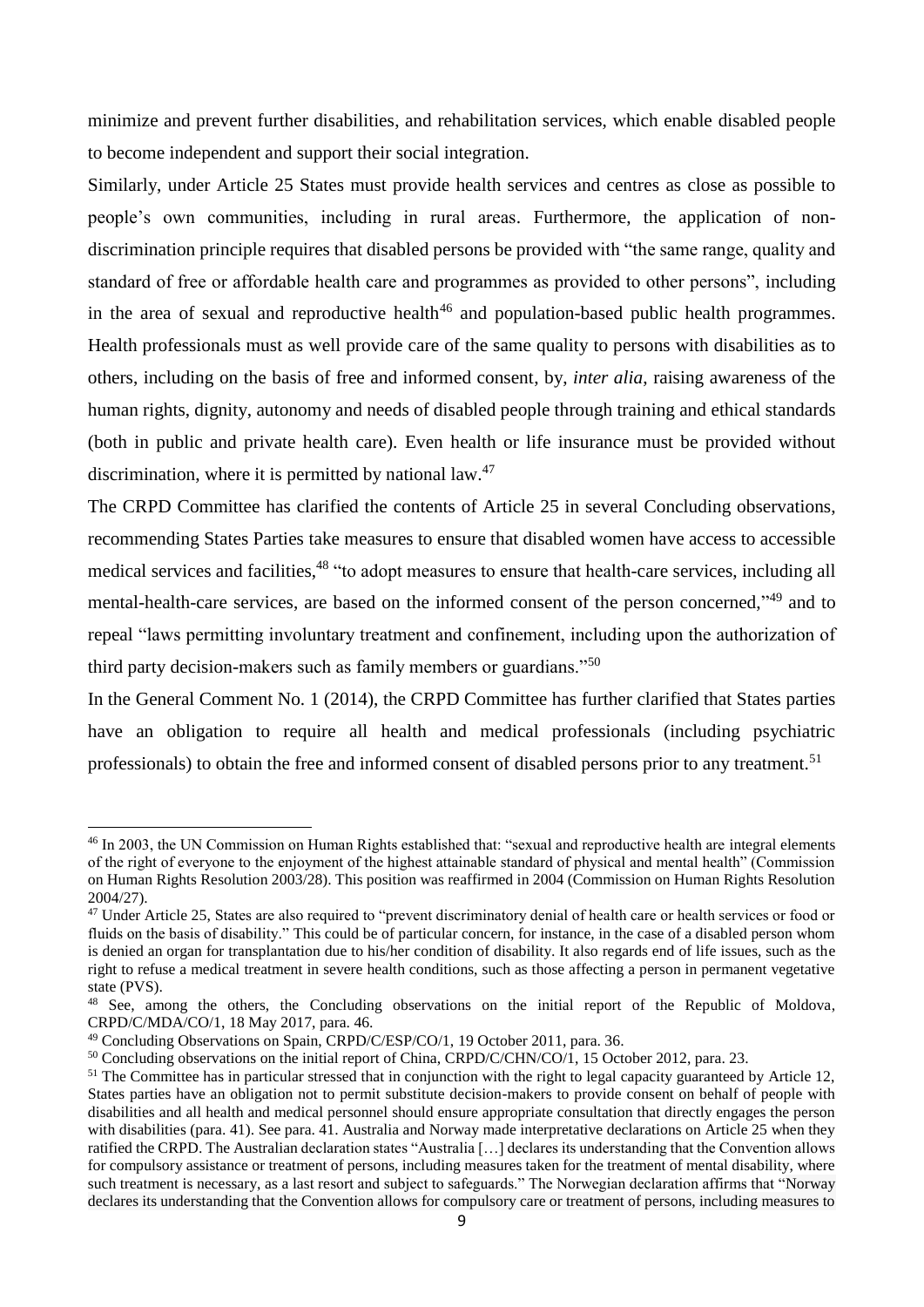minimize and prevent further disabilities, and rehabilitation services, which enable disabled people to become independent and support their social integration.

Similarly, under Article 25 States must provide health services and centres as close as possible to people's own communities, including in rural areas. Furthermore, the application of non-discrimination principle requires that disabled persons be provided with "the same range, quality and standard of free or affordable health care and programmes as provided to other persons", including in the area of sexual and reproductive health[46] and population-based public health programmes. Health professionals must as well provide care of the same quality to persons with disabilities as to others, including on the basis of free and informed consent, by, *inter alia*, raising awareness of the human rights, dignity, autonomy and needs of disabled people through training and ethical standards (both in public and private health care). Even health or life insurance must be provided without discrimination, where it is permitted by national law.[47]

The CRPD Committee has clarified the contents of Article 25 in several Concluding observations, recommending States Parties take measures to ensure that disabled women have access to accessible medical services and facilities,[48] "to adopt measures to ensure that health-care services, including all mental-health-care services, are based on the informed consent of the person concerned,"[49] and to repeal "laws permitting involuntary treatment and confinement, including upon the authorization of third party decision-makers such as family members or guardians."[50]

In the General Comment No. 1 (2014), the CRPD Committee has further clarified that States parties have an obligation to require all health and medical professionals (including psychiatric professionals) to obtain the free and informed consent of disabled persons prior to any treatment.[51]

---

[46] In 2003, the UN Commission on Human Rights established that: "sexual and reproductive health are integral elements of the right of everyone to the enjoyment of the highest attainable standard of physical and mental health" (Commission on Human Rights Resolution 2003/28). This position was reaffirmed in 2004 (Commission on Human Rights Resolution 2004/27).

[47] Under Article 25, States are also required to "prevent discriminatory denial of health care or health services or food or fluids on the basis of disability." This could be of particular concern, for instance, in the case of a disabled person whom is denied an organ for transplantation due to his/her condition of disability. It also regards end of life issues, such as the right to refuse a medical treatment in severe health conditions, such as those affecting a person in permanent vegetative state (PVS).

[48] See, among the others, the Concluding observations on the initial report of the Republic of Moldova, CRPD/C/MDA/CO/1, 18 May 2017, para. 46.

[49] Concluding Observations on Spain, CRPD/C/ESP/CO/1, 19 October 2011, para. 36.

[50] Concluding observations on the initial report of China, CRPD/C/CHN/CO/1, 15 October 2012, para. 23.

[51] The Committee has in particular stressed that in conjunction with the right to legal capacity guaranteed by Article 12, States parties have an obligation not to permit substitute decision-makers to provide consent on behalf of people with disabilities and all health and medical personnel should ensure appropriate consultation that directly engages the person with disabilities (para. 41). See para. 41. Australia and Norway made interpretative declarations on Article 25 when they ratified the CRPD. The Australian declaration states "Australia […] declares its understanding that the Convention allows for compulsory assistance or treatment of persons, including measures taken for the treatment of mental disability, where such treatment is necessary, as a last resort and subject to safeguards." The Norwegian declaration affirms that "Norway declares its understanding that the Convention allows for compulsory care or treatment of persons, including measures to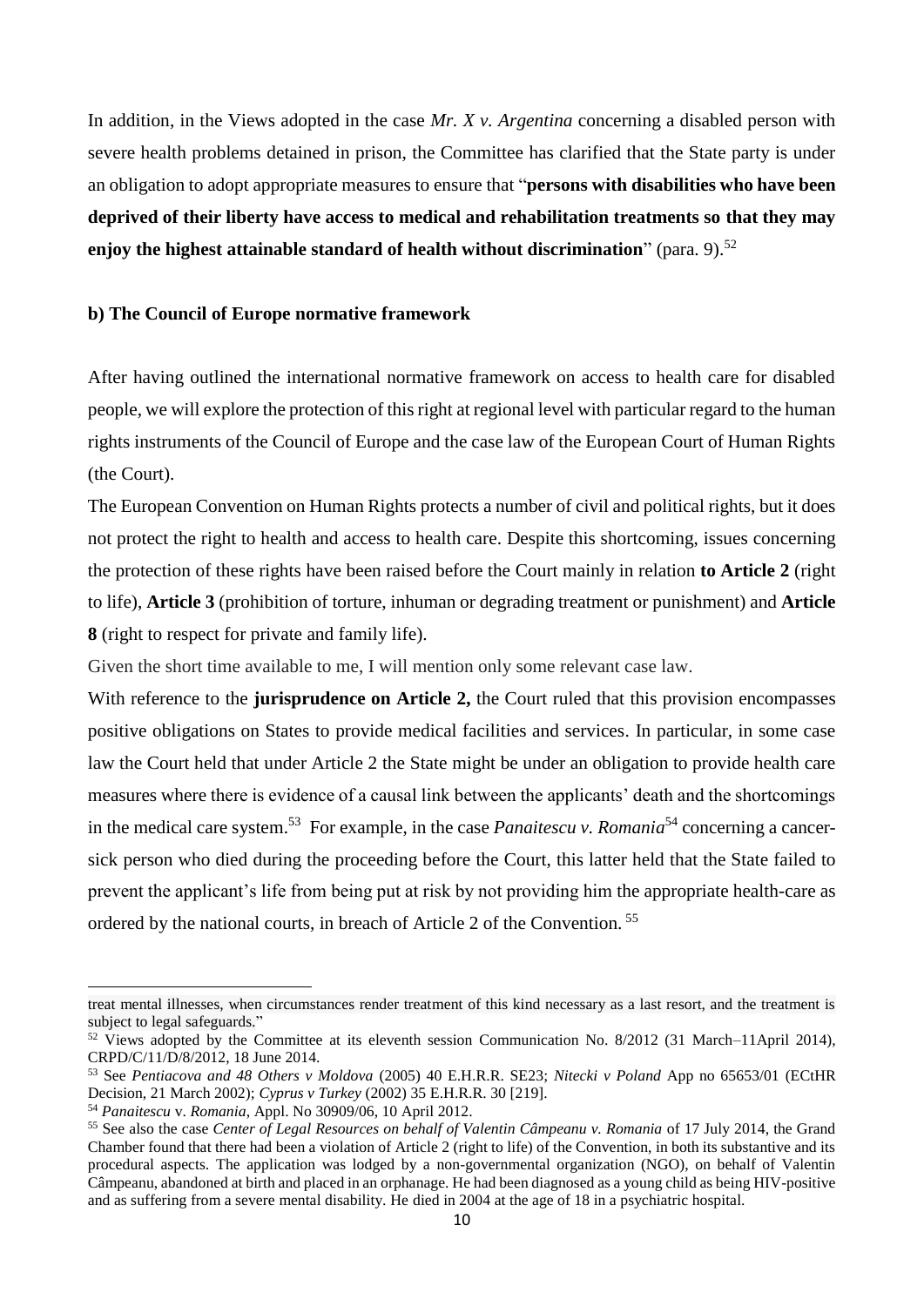In addition, in the Views adopted in the case *Mr. X v. Argentina* concerning a disabled person with severe health problems detained in prison, the Committee has clarified that the State party is under an obligation to adopt appropriate measures to ensure that "**persons with disabilities who have been deprived of their liberty have access to medical and rehabilitation treatments so that they may enjoy the highest attainable standard of health without discrimination**" (para. 9).[52]

### b) The Council of Europe normative framework

After having outlined the international normative framework on access to health care for disabled people, we will explore the protection of this right at regional level with particular regard to the human rights instruments of the Council of Europe and the case law of the European Court of Human Rights (the Court).

The European Convention on Human Rights protects a number of civil and political rights, but it does not protect the right to health and access to health care. Despite this shortcoming, issues concerning the protection of these rights have been raised before the Court mainly in relation **to Article 2** (right to life), **Article 3** (prohibition of torture, inhuman or degrading treatment or punishment) and **Article 8** (right to respect for private and family life).

Given the short time available to me, I will mention only some relevant case law.

With reference to the **jurisprudence on Article 2,** the Court ruled that this provision encompasses positive obligations on States to provide medical facilities and services. In particular, in some case law the Court held that under Article 2 the State might be under an obligation to provide health care measures where there is evidence of a causal link between the applicants' death and the shortcomings in the medical care system.[53] For example, in the case *Panaitescu v. Romania*[54] concerning a cancer-sick person who died during the proceeding before the Court, this latter held that the State failed to prevent the applicant's life from being put at risk by not providing him the appropriate health-care as ordered by the national courts, in breach of Article 2 of the Convention.[55]

---

treat mental illnesses, when circumstances render treatment of this kind necessary as a last resort, and the treatment is subject to legal safeguards."

[52] Views adopted by the Committee at its eleventh session Communication No. 8/2012 (31 March–11April 2014), CRPD/C/11/D/8/2012, 18 June 2014.

[53] See *Pentiacova and 48 Others v Moldova* (2005) 40 E.H.R.R. SE23; *Nitecki v Poland* App no 65653/01 (ECtHR Decision, 21 March 2002); *Cyprus v Turkey* (2002) 35 E.H.R.R. 30 [219].

[54] *Panaitescu* v. *Romania*, Appl. No 30909/06, 10 April 2012.

[55] See also the case *Center of Legal Resources on behalf of Valentin Câmpeanu v. Romania* of 17 July 2014, the Grand Chamber found that there had been a violation of Article 2 (right to life) of the Convention, in both its substantive and its procedural aspects. The application was lodged by a non-governmental organization (NGO), on behalf of Valentin Câmpeanu, abandoned at birth and placed in an orphanage. He had been diagnosed as a young child as being HIV-positive and as suffering from a severe mental disability. He died in 2004 at the age of 18 in a psychiatric hospital.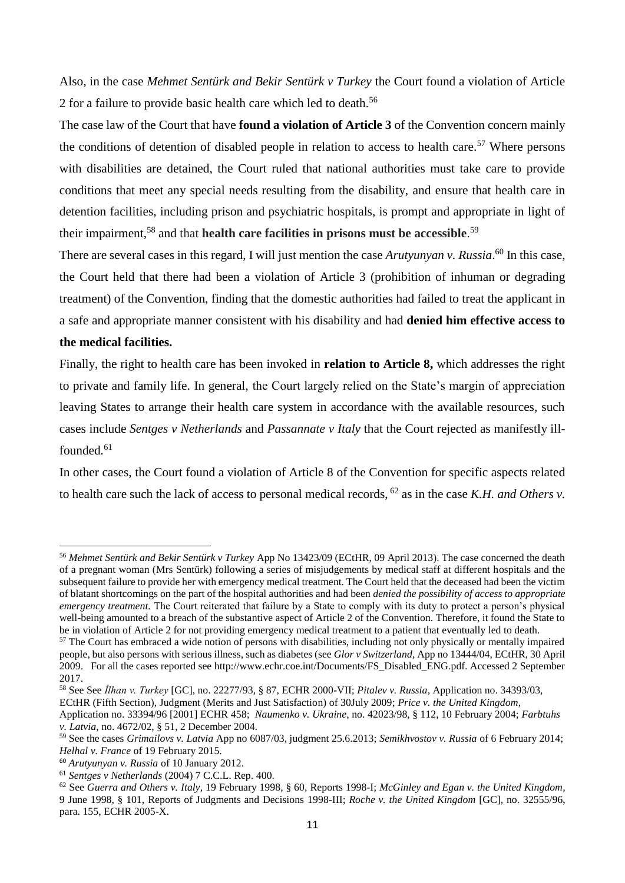Also, in the case *Mehmet Sentürk and Bekir Sentürk v Turkey* the Court found a violation of Article 2 for a failure to provide basic health care which led to death.[56]

The case law of the Court that have **found a violation of Article 3** of the Convention concern mainly the conditions of detention of disabled people in relation to access to health care.[57] Where persons with disabilities are detained, the Court ruled that national authorities must take care to provide conditions that meet any special needs resulting from the disability, and ensure that health care in detention facilities, including prison and psychiatric hospitals, is prompt and appropriate in light of their impairment,[58] and that **health care facilities in prisons must be accessible**.[59]

There are several cases in this regard, I will just mention the case *Arutyunyan v. Russia*.[60] In this case, the Court held that there had been a violation of Article 3 (prohibition of inhuman or degrading treatment) of the Convention, finding that the domestic authorities had failed to treat the applicant in a safe and appropriate manner consistent with his disability and had **denied him effective access to the medical facilities.**

Finally, the right to health care has been invoked in **relation to Article 8,** which addresses the right to private and family life. In general, the Court largely relied on the State's margin of appreciation leaving States to arrange their health care system in accordance with the available resources, such cases include *Sentges v Netherlands* and *Passannate v Italy* that the Court rejected as manifestly ill-founded.[61]

In other cases, the Court found a violation of Article 8 of the Convention for specific aspects related to health care such the lack of access to personal medical records, [62] as in the case *K.H. and Others v.*

---

[56] *Mehmet Sentürk and Bekir Sentürk v Turkey* App No 13423/09 (ECtHR, 09 April 2013). The case concerned the death of a pregnant woman (Mrs Sentürk) following a series of misjudgements by medical staff at different hospitals and the subsequent failure to provide her with emergency medical treatment. The Court held that the deceased had been the victim of blatant shortcomings on the part of the hospital authorities and had been *denied the possibility of access to appropriate emergency treatment.* The Court reiterated that failure by a State to comply with its duty to protect a person's physical well-being amounted to a breach of the substantive aspect of Article 2 of the Convention. Therefore, it found the State to be in violation of Article 2 for not providing emergency medical treatment to a patient that eventually led to death.

[57] The Court has embraced a wide notion of persons with disabilities, including not only physically or mentally impaired people, but also persons with serious illness, such as diabetes (see *Glor v Switzerland*, App no 13444/04, ECtHR, 30 April 2009. For all the cases reported see http://www.echr.coe.int/Documents/FS_Disabled_ENG.pdf. Accessed 2 September 2017.

[58] See See *İlhan v. Turkey* [GC], no. 22277/93, § 87, ECHR 2000-VII; *Pitalev v. Russia*, Application no. 34393/03, ECtHR (Fifth Section), Judgment (Merits and Just Satisfaction) of 30July 2009; *Price v. the United Kingdom*, Application no. 33394/96 [2001] ECHR 458; *Naumenko v. Ukraine*, no. 42023/98, § 112, 10 February 2004; *Farbtuhs v. Latvia*, no. 4672/02, § 51, 2 December 2004.

[59] See the cases *Grimailovs v. Latvia* App no 6087/03, judgment 25.6.2013; *Semikhvostov v. Russia* of 6 February 2014; *Helhal v. France* of 19 February 2015.

[60] *Arutyunyan v. Russia* of 10 January 2012.

[61] *Sentges v Netherlands* (2004) 7 C.C.L. Rep. 400.

[62] See *Guerra and Others v. Italy*, 19 February 1998, § 60, Reports 1998-I; *McGinley and Egan v. the United Kingdom*, 9 June 1998, § 101, Reports of Judgments and Decisions 1998-III; *Roche v. the United Kingdom* [GC], no. 32555/96, para. 155, ECHR 2005-X.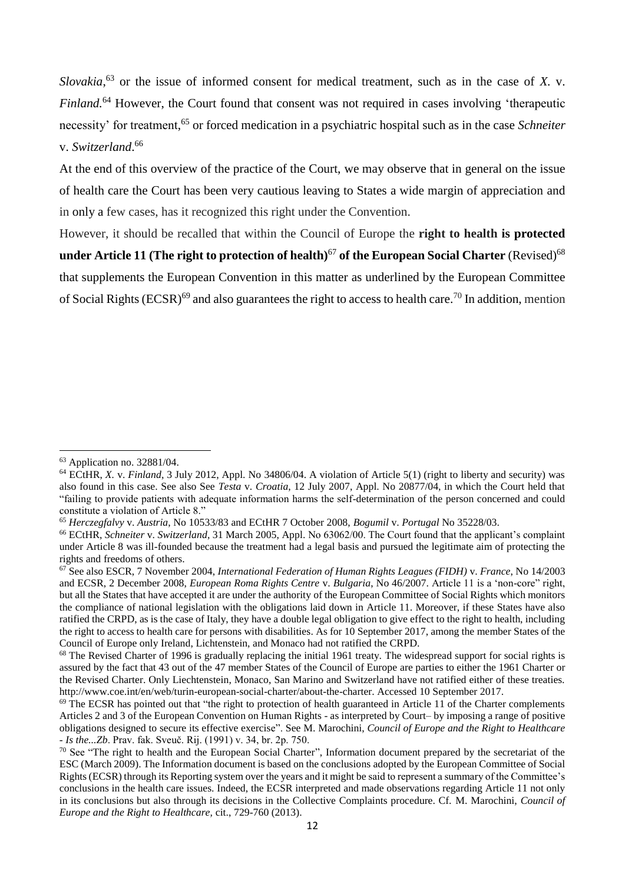*Slovakia*,[63] or the issue of informed consent for medical treatment, such as in the case of *X.* v. *Finland*.[64] However, the Court found that consent was not required in cases involving 'therapeutic necessity' for treatment,[65] or forced medication in a psychiatric hospital such as in the case *Schneiter* v. *Switzerland*.[66]

At the end of this overview of the practice of the Court, we may observe that in general on the issue of health care the Court has been very cautious leaving to States a wide margin of appreciation and in only a few cases, has it recognized this right under the Convention.

However, it should be recalled that within the Council of Europe the **right to health is protected under Article 11 (The right to protection of health)**[67] **of the European Social Charter** (Revised)[68] that supplements the European Convention in this matter as underlined by the European Committee of Social Rights (ECSR)[69] and also guarantees the right to access to health care.[70] In addition, mention

---

[63] Application no. 32881/04.

[64] ECtHR, *X.* v. *Finland*, 3 July 2012, Appl. No 34806/04. A violation of Article 5(1) (right to liberty and security) was also found in this case. See also See *Testa* v. *Croatia*, 12 July 2007, Appl. No 20877/04, in which the Court held that "failing to provide patients with adequate information harms the self-determination of the person concerned and could constitute a violation of Article 8."

[65] *Herczegfalvy* v. *Austria*, No 10533/83 and ECtHR 7 October 2008, *Bogumil* v. *Portugal* No 35228/03.

[66] ECtHR, *Schneiter* v. *Switzerland*, 31 March 2005, Appl. No 63062/00. The Court found that the applicant's complaint under Article 8 was ill-founded because the treatment had a legal basis and pursued the legitimate aim of protecting the rights and freedoms of others.

[67] See also ESCR, 7 November 2004, *International Federation of Human Rights Leagues (FIDH)* v. *France*, No 14/2003 and ECSR, 2 December 2008, *European Roma Rights Centre* v. *Bulgaria*, No 46/2007. Article 11 is a 'non-core" right, but all the States that have accepted it are under the authority of the European Committee of Social Rights which monitors the compliance of national legislation with the obligations laid down in Article 11. Moreover, if these States have also ratified the CRPD, as is the case of Italy, they have a double legal obligation to give effect to the right to health, including the right to access to health care for persons with disabilities. As for 10 September 2017, among the member States of the Council of Europe only Ireland, Lichtenstein, and Monaco had not ratified the CRPD.

[68] The Revised Charter of 1996 is gradually replacing the initial 1961 treaty. The widespread support for social rights is assured by the fact that 43 out of the 47 member States of the Council of Europe are parties to either the 1961 Charter or the Revised Charter. Only Liechtenstein, Monaco, San Marino and Switzerland have not ratified either of these treaties. http://www.coe.int/en/web/turin-european-social-charter/about-the-charter. Accessed 10 September 2017.

[69] The ECSR has pointed out that "the right to protection of health guaranteed in Article 11 of the Charter complements Articles 2 and 3 of the European Convention on Human Rights - as interpreted by Court– by imposing a range of positive obligations designed to secure its effective exercise". See M. Marochini, *Council of Europe and the Right to Healthcare - Is the...Zb*. Prav. fak. Sveuč. Rij. (1991) v. 34, br. 2p. 750.

[70] See "The right to health and the European Social Charter", Information document prepared by the secretariat of the ESC (March 2009). The Information document is based on the conclusions adopted by the European Committee of Social Rights (ECSR) through its Reporting system over the years and it might be said to represent a summary of the Committee's conclusions in the health care issues. Indeed, the ECSR interpreted and made observations regarding Article 11 not only in its conclusions but also through its decisions in the Collective Complaints procedure. Cf. M. Marochini, *Council of Europe and the Right to Healthcare*, cit., 729-760 (2013).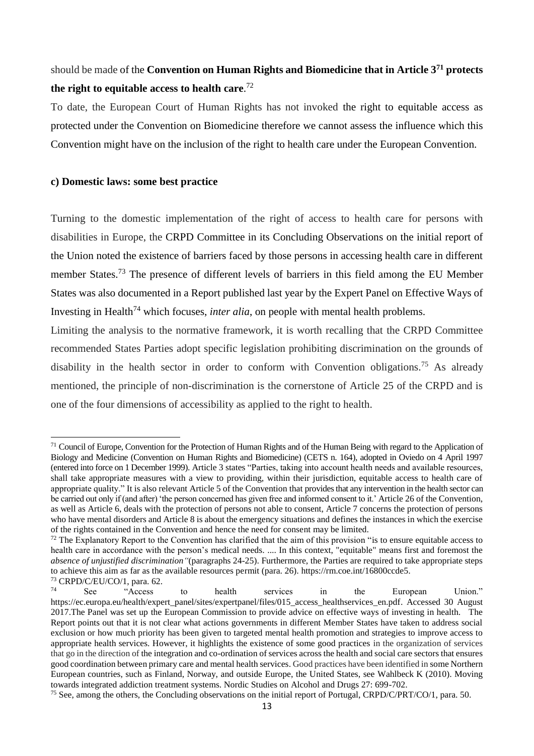should be made of the **Convention on Human Rights and Biomedicine that in Article 3**[71] **protects the right to equitable access to health care**.[72]

To date, the European Court of Human Rights has not invoked the right to equitable access as protected under the Convention on Biomedicine therefore we cannot assess the influence which this Convention might have on the inclusion of the right to health care under the European Convention.

**c) Domestic laws: some best practice**

Turning to the domestic implementation of the right of access to health care for persons with disabilities in Europe, the CRPD Committee in its Concluding Observations on the initial report of the Union noted the existence of barriers faced by those persons in accessing health care in different member States.[73] The presence of different levels of barriers in this field among the EU Member States was also documented in a Report published last year by the Expert Panel on Effective Ways of Investing in Health[74] which focuses, *inter alia*, on people with mental health problems.

Limiting the analysis to the normative framework, it is worth recalling that the CRPD Committee recommended States Parties adopt specific legislation prohibiting discrimination on the grounds of disability in the health sector in order to conform with Convention obligations.[75] As already mentioned, the principle of non-discrimination is the cornerstone of Article 25 of the CRPD and is one of the four dimensions of accessibility as applied to the right to health.

---

[71] Council of Europe, Convention for the Protection of Human Rights and of the Human Being with regard to the Application of Biology and Medicine (Convention on Human Rights and Biomedicine) (CETS n. 164), adopted in Oviedo on 4 April 1997 (entered into force on 1 December 1999). Article 3 states "Parties, taking into account health needs and available resources, shall take appropriate measures with a view to providing, within their jurisdiction, equitable access to health care of appropriate quality." It is also relevant Article 5 of the Convention that provides that any intervention in the health sector can be carried out only if (and after) 'the person concerned has given free and informed consent to it.' Article 26 of the Convention, as well as Article 6, deals with the protection of persons not able to consent, Article 7 concerns the protection of persons who have mental disorders and Article 8 is about the emergency situations and defines the instances in which the exercise of the rights contained in the Convention and hence the need for consent may be limited.

[72] The Explanatory Report to the Convention has clarified that the aim of this provision "is to ensure equitable access to health care in accordance with the person's medical needs. .... In this context, "equitable" means first and foremost the *absence of unjustified discrimination"*(paragraphs 24-25). Furthermore, the Parties are required to take appropriate steps to achieve this aim as far as the available resources permit (para. 26). https://rm.coe.int/16800ccde5.

[73] CRPD/C/EU/CO/1, para. 62.

[74] See "Access to health services in the European Union." https://ec.europa.eu/health/expert_panel/sites/expertpanel/files/015_access_healthservices_en.pdf. Accessed 30 August 2017.The Panel was set up the European Commission to provide advice on effective ways of investing in health. The Report points out that it is not clear what actions governments in different Member States have taken to address social exclusion or how much priority has been given to targeted mental health promotion and strategies to improve access to appropriate health services. However, it highlights the existence of some good practices in the organization of services that go in the direction of the integration and co-ordination of services across the health and social care sectors that ensures good coordination between primary care and mental health services. Good practices have been identified in some Northern European countries, such as Finland, Norway, and outside Europe, the United States, see Wahlbeck K (2010). Moving towards integrated addiction treatment systems. Nordic Studies on Alcohol and Drugs 27: 699-702.

[75] See, among the others, the Concluding observations on the initial report of Portugal, CRPD/C/PRT/CO/1, para. 50.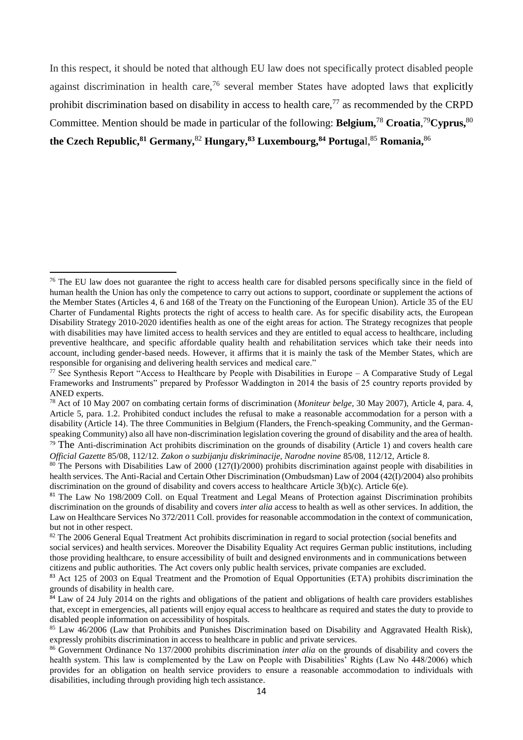In this respect, it should be noted that although EU law does not specifically protect disabled people against discrimination in health care,[76] several member States have adopted laws that explicitly prohibit discrimination based on disability in access to health care,[77] as recommended by the CRPD Committee. Mention should be made in particular of the following: **Belgium,**[78] **Croatia**,[79]**Cyprus,**[80] **the Czech Republic,**[81] **Germany,**[82] **Hungary,**[83] **Luxembourg,**[84] **Portuga**l,[85] **Romania,**[86]

---

[76] The EU law does not guarantee the right to access health care for disabled persons specifically since in the field of human health the Union has only the competence to carry out actions to support, coordinate or supplement the actions of the Member States (Articles 4, 6 and 168 of the Treaty on the Functioning of the European Union). Article 35 of the EU Charter of Fundamental Rights protects the right of access to health care. As for specific disability acts, the European Disability Strategy 2010-2020 identifies health as one of the eight areas for action. The Strategy recognizes that people with disabilities may have limited access to health services and they are entitled to equal access to healthcare, including preventive healthcare, and specific affordable quality health and rehabilitation services which take their needs into account, including gender-based needs. However, it affirms that it is mainly the task of the Member States, which are responsible for organising and delivering health services and medical care."

[77] See Synthesis Report "Access to Healthcare by People with Disabilities in Europe – A Comparative Study of Legal Frameworks and Instruments" prepared by Professor Waddington in 2014 the basis of 25 country reports provided by ANED experts.

[78] Act of 10 May 2007 on combating certain forms of discrimination (*Moniteur belge*, 30 May 2007), Article 4, para. 4, Article 5, para. 1.2. Prohibited conduct includes the refusal to make a reasonable accommodation for a person with a disability (Article 14). The three Communities in Belgium (Flanders, the French-speaking Community, and the German-speaking Community) also all have non-discrimination legislation covering the ground of disability and the area of health.

[79] The Anti-discrimination Act prohibits discrimination on the grounds of disability (Article 1) and covers health care *Official Gazette* 85/08, 112/12. *Zakon o suzbijanju diskriminacije, Narodne novine* 85/08, 112/12, Article 8.

[80] The Persons with Disabilities Law of 2000 (127(I)/2000) prohibits discrimination against people with disabilities in health services. The Anti-Racial and Certain Other Discrimination (Ombudsman) Law of 2004 (42(I)/2004) also prohibits discrimination on the ground of disability and covers access to healthcare Article 3(b)(c). Article 6(e).

[81] The Law No 198/2009 Coll. on Equal Treatment and Legal Means of Protection against Discrimination prohibits discrimination on the grounds of disability and covers *inter alia* access to health as well as other services. In addition, the Law on Healthcare Services No 372/2011 Coll. provides for reasonable accommodation in the context of communication, but not in other respect.

[82] The 2006 General Equal Treatment Act prohibits discrimination in regard to social protection (social benefits and social services) and health services. Moreover the Disability Equality Act requires German public institutions, including those providing healthcare, to ensure accessibility of built and designed environments and in communications between citizens and public authorities. The Act covers only public health services, private companies are excluded.

[83] Act 125 of 2003 on Equal Treatment and the Promotion of Equal Opportunities (ETA) prohibits discrimination the grounds of disability in health care.

[84] Law of 24 July 2014 on the rights and obligations of the patient and obligations of health care providers establishes that, except in emergencies, all patients will enjoy equal access to healthcare as required and states the duty to provide to disabled people information on accessibility of hospitals.

[85] Law 46/2006 (Law that Prohibits and Punishes Discrimination based on Disability and Aggravated Health Risk), expressly prohibits discrimination in access to healthcare in public and private services.

[86] Government Ordinance No 137/2000 prohibits discrimination *inter alia* on the grounds of disability and covers the health system. This law is complemented by the Law on People with Disabilities' Rights (Law No 448/2006) which provides for an obligation on health service providers to ensure a reasonable accommodation to individuals with disabilities, including through providing high tech assistance.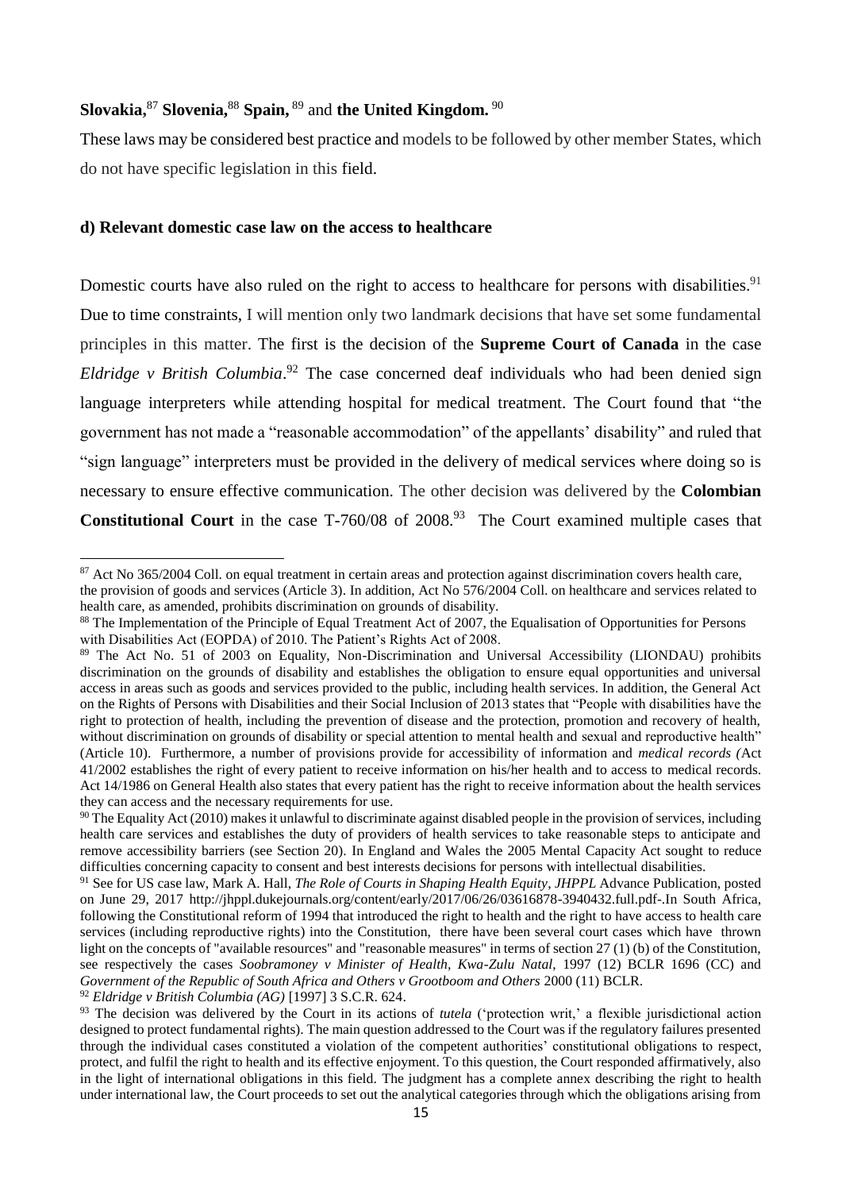**Slovakia,**[87] **Slovenia,**[88] **Spain,** [89] and **the United Kingdom.** [90]

These laws may be considered best practice and models to be followed by other member States, which do not have specific legislation in this field.

**d) Relevant domestic case law on the access to healthcare**

Domestic courts have also ruled on the right to access to healthcare for persons with disabilities.[91] Due to time constraints, I will mention only two landmark decisions that have set some fundamental principles in this matter. The first is the decision of the **Supreme Court of Canada** in the case *Eldridge v British Columbia*.[92] The case concerned deaf individuals who had been denied sign language interpreters while attending hospital for medical treatment. The Court found that "the government has not made a "reasonable accommodation" of the appellants' disability" and ruled that "sign language" interpreters must be provided in the delivery of medical services where doing so is necessary to ensure effective communication. The other decision was delivered by the **Colombian Constitutional Court** in the case T-760/08 of 2008.[93] The Court examined multiple cases that

---

[87] Act No 365/2004 Coll. on equal treatment in certain areas and protection against discrimination covers health care, the provision of goods and services (Article 3). In addition, Act No 576/2004 Coll. on healthcare and services related to health care, as amended, prohibits discrimination on grounds of disability.

[88] The Implementation of the Principle of Equal Treatment Act of 2007, the Equalisation of Opportunities for Persons with Disabilities Act (EOPDA) of 2010. The Patient's Rights Act of 2008.

[89] The Act No. 51 of 2003 on Equality, Non-Discrimination and Universal Accessibility (LIONDAU) prohibits discrimination on the grounds of disability and establishes the obligation to ensure equal opportunities and universal access in areas such as goods and services provided to the public, including health services. In addition, the General Act on the Rights of Persons with Disabilities and their Social Inclusion of 2013 states that "People with disabilities have the right to protection of health, including the prevention of disease and the protection, promotion and recovery of health, without discrimination on grounds of disability or special attention to mental health and sexual and reproductive health" (Article 10). Furthermore, a number of provisions provide for accessibility of information and *medical records (*Act 41/2002 establishes the right of every patient to receive information on his/her health and to access to medical records. Act 14/1986 on General Health also states that every patient has the right to receive information about the health services they can access and the necessary requirements for use.

[90] The Equality Act (2010) makes it unlawful to discriminate against disabled people in the provision of services, including health care services and establishes the duty of providers of health services to take reasonable steps to anticipate and remove accessibility barriers (see Section 20). In England and Wales the 2005 Mental Capacity Act sought to reduce difficulties concerning capacity to consent and best interests decisions for persons with intellectual disabilities.

[91] See for US case law, Mark A. Hall, *The Role of Courts in Shaping Health Equity*, *JHPPL* Advance Publication, posted on June 29, 2017 http://jhppl.dukejournals.org/content/early/2017/06/26/03616878-3940432.full.pdf-.In South Africa, following the Constitutional reform of 1994 that introduced the right to health and the right to have access to health care services (including reproductive rights) into the Constitution, there have been several court cases which have thrown light on the concepts of "available resources" and "reasonable measures" in terms of section 27 (1) (b) of the Constitution, see respectively the cases *Soobramoney v Minister of Health, Kwa-Zulu Natal*, 1997 (12) BCLR 1696 (CC) and *Government of the Republic of South Africa and Others v Grootboom and Others* 2000 (11) BCLR.

[92] *Eldridge v British Columbia (AG)* [1997] 3 S.C.R. 624.

[93] The decision was delivered by the Court in its actions of *tutela* ('protection writ,' a flexible jurisdictional action designed to protect fundamental rights). The main question addressed to the Court was if the regulatory failures presented through the individual cases constituted a violation of the competent authorities' constitutional obligations to respect, protect, and fulfil the right to health and its effective enjoyment. To this question, the Court responded affirmatively, also in the light of international obligations in this field. The judgment has a complete annex describing the right to health under international law, the Court proceeds to set out the analytical categories through which the obligations arising from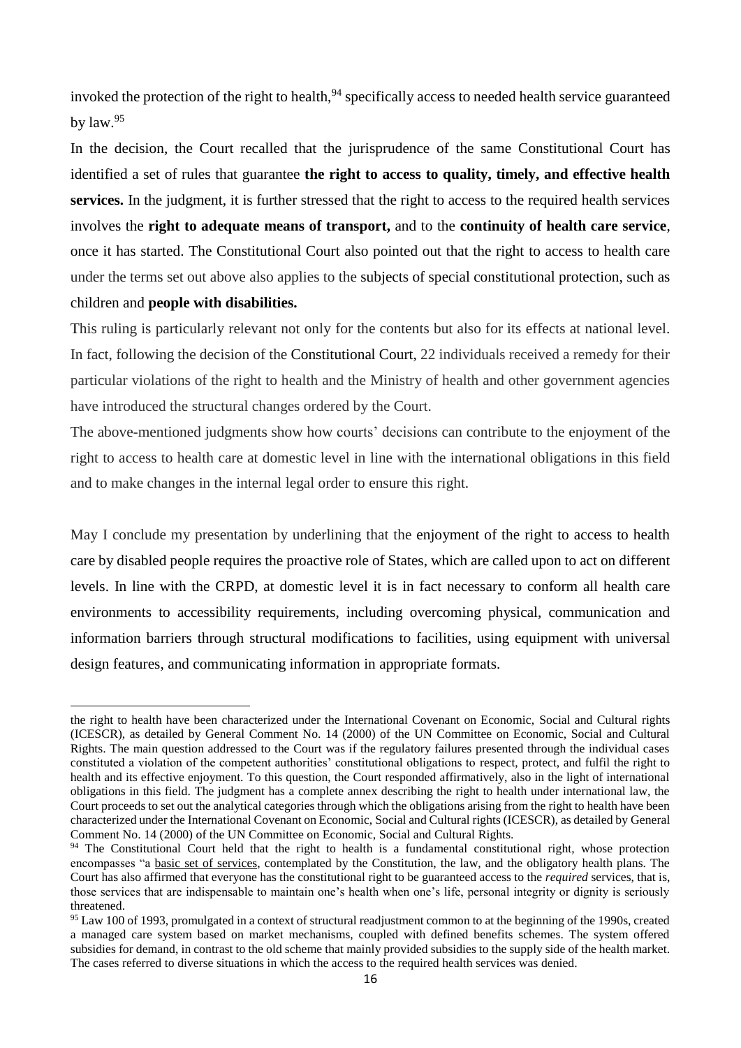invoked the protection of the right to health,[94] specifically access to needed health service guaranteed by law.[95]

In the decision, the Court recalled that the jurisprudence of the same Constitutional Court has identified a set of rules that guarantee **the right to access to quality, timely, and effective health services.** In the judgment, it is further stressed that the right to access to the required health services involves the **right to adequate means of transport,** and to the **continuity of health care service**, once it has started. The Constitutional Court also pointed out that the right to access to health care under the terms set out above also applies to the subjects of special constitutional protection, such as children and **people with disabilities.**

This ruling is particularly relevant not only for the contents but also for its effects at national level. In fact, following the decision of the Constitutional Court, 22 individuals received a remedy for their particular violations of the right to health and the Ministry of health and other government agencies have introduced the structural changes ordered by the Court.

The above-mentioned judgments show how courts' decisions can contribute to the enjoyment of the right to access to health care at domestic level in line with the international obligations in this field and to make changes in the internal legal order to ensure this right.

May I conclude my presentation by underlining that the enjoyment of the right to access to health care by disabled people requires the proactive role of States, which are called upon to act on different levels. In line with the CRPD, at domestic level it is in fact necessary to conform all health care environments to accessibility requirements, including overcoming physical, communication and information barriers through structural modifications to facilities, using equipment with universal design features, and communicating information in appropriate formats.

---

the right to health have been characterized under the International Covenant on Economic, Social and Cultural rights (ICESCR), as detailed by General Comment No. 14 (2000) of the UN Committee on Economic, Social and Cultural Rights. The main question addressed to the Court was if the regulatory failures presented through the individual cases constituted a violation of the competent authorities' constitutional obligations to respect, protect, and fulfil the right to health and its effective enjoyment. To this question, the Court responded affirmatively, also in the light of international obligations in this field. The judgment has a complete annex describing the right to health under international law, the Court proceeds to set out the analytical categories through which the obligations arising from the right to health have been characterized under the International Covenant on Economic, Social and Cultural rights (ICESCR), as detailed by General Comment No. 14 (2000) of the UN Committee on Economic, Social and Cultural Rights.

[94] The Constitutional Court held that the right to health is a fundamental constitutional right, whose protection encompasses "a basic set of services, contemplated by the Constitution, the law, and the obligatory health plans. The Court has also affirmed that everyone has the constitutional right to be guaranteed access to the *required* services, that is, those services that are indispensable to maintain one's health when one's life, personal integrity or dignity is seriously threatened.

[95] Law 100 of 1993, promulgated in a context of structural readjustment common to at the beginning of the 1990s, created a managed care system based on market mechanisms, coupled with defined benefits schemes. The system offered subsidies for demand, in contrast to the old scheme that mainly provided subsidies to the supply side of the health market. The cases referred to diverse situations in which the access to the required health services was denied.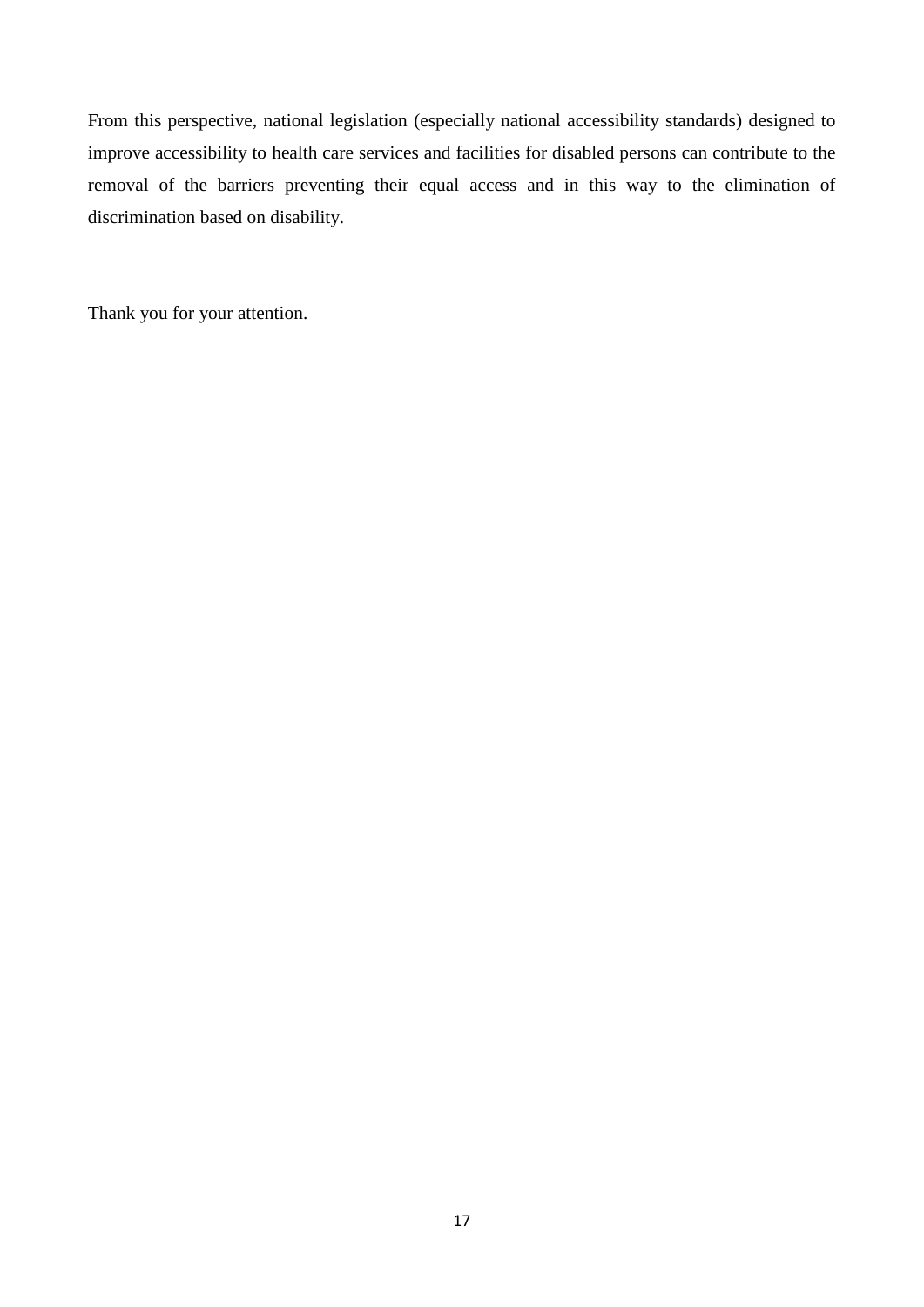From this perspective, national legislation (especially national accessibility standards) designed to improve accessibility to health care services and facilities for disabled persons can contribute to the removal of the barriers preventing their equal access and in this way to the elimination of discrimination based on disability.

Thank you for your attention.